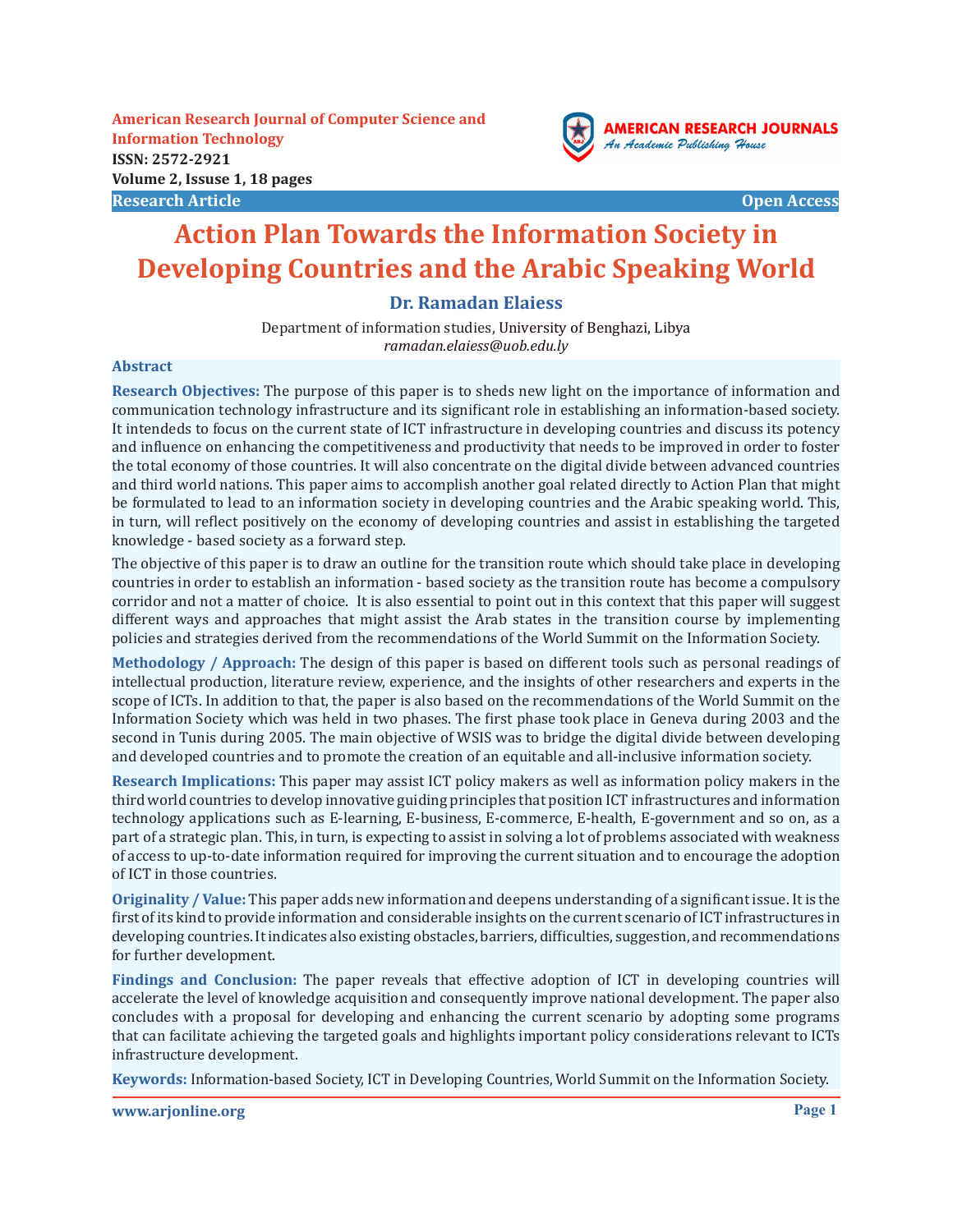**American Research Journal of Computer Science and Information Technology**
**ISSN: 2572-2921**
**Volume 2, Issue 1, 18 pages**

**Research Article** **Open Access**

# Action Plan Towards the Information Society in Developing Countries and the Arabic Speaking World

**Dr. Ramadan Elaiess**

Department of information studies, University of Benghazi, Libya
*ramadan.elaiess@uob.edu.ly*

## Abstract

**Research Objectives:** The purpose of this paper is to sheds new light on the importance of information and communication technology infrastructure and its significant role in establishing an information-based society. It intendeds to focus on the current state of ICT infrastructure in developing countries and discuss its potency and influence on enhancing the competitiveness and productivity that needs to be improved in order to foster the total economy of those countries. It will also concentrate on the digital divide between advanced countries and third world nations. This paper aims to accomplish another goal related directly to Action Plan that might be formulated to lead to an information society in developing countries and the Arabic speaking world. This, in turn, will reflect positively on the economy of developing countries and assist in establishing the targeted knowledge - based society as a forward step.

The objective of this paper is to draw an outline for the transition route which should take place in developing countries in order to establish an information - based society as the transition route has become a compulsory corridor and not a matter of choice. It is also essential to point out in this context that this paper will suggest different ways and approaches that might assist the Arab states in the transition course by implementing policies and strategies derived from the recommendations of the World Summit on the Information Society.

**Methodology / Approach:** The design of this paper is based on different tools such as personal readings of intellectual production, literature review, experience, and the insights of other researchers and experts in the scope of ICTs. In addition to that, the paper is also based on the recommendations of the World Summit on the Information Society which was held in two phases. The first phase took place in Geneva during 2003 and the second in Tunis during 2005. The main objective of WSIS was to bridge the digital divide between developing and developed countries and to promote the creation of an equitable and all-inclusive information society.

**Research Implications:** This paper may assist ICT policy makers as well as information policy makers in the third world countries to develop innovative guiding principles that position ICT infrastructures and information technology applications such as E-learning, E-business, E-commerce, E-health, E-government and so on, as a part of a strategic plan. This, in turn, is expecting to assist in solving a lot of problems associated with weakness of access to up-to-date information required for improving the current situation and to encourage the adoption of ICT in those countries.

**Originality / Value:** This paper adds new information and deepens understanding of a significant issue. It is the first of its kind to provide information and considerable insights on the current scenario of ICT infrastructures in developing countries. It indicates also existing obstacles, barriers, difficulties, suggestion, and recommendations for further development.

**Findings and Conclusion:** The paper reveals that effective adoption of ICT in developing countries will accelerate the level of knowledge acquisition and consequently improve national development. The paper also concludes with a proposal for developing and enhancing the current scenario by adopting some programs that can facilitate achieving the targeted goals and highlights important policy considerations relevant to ICTs infrastructure development.

**Keywords:** Information-based Society, ICT in Developing Countries, World Summit on the Information Society.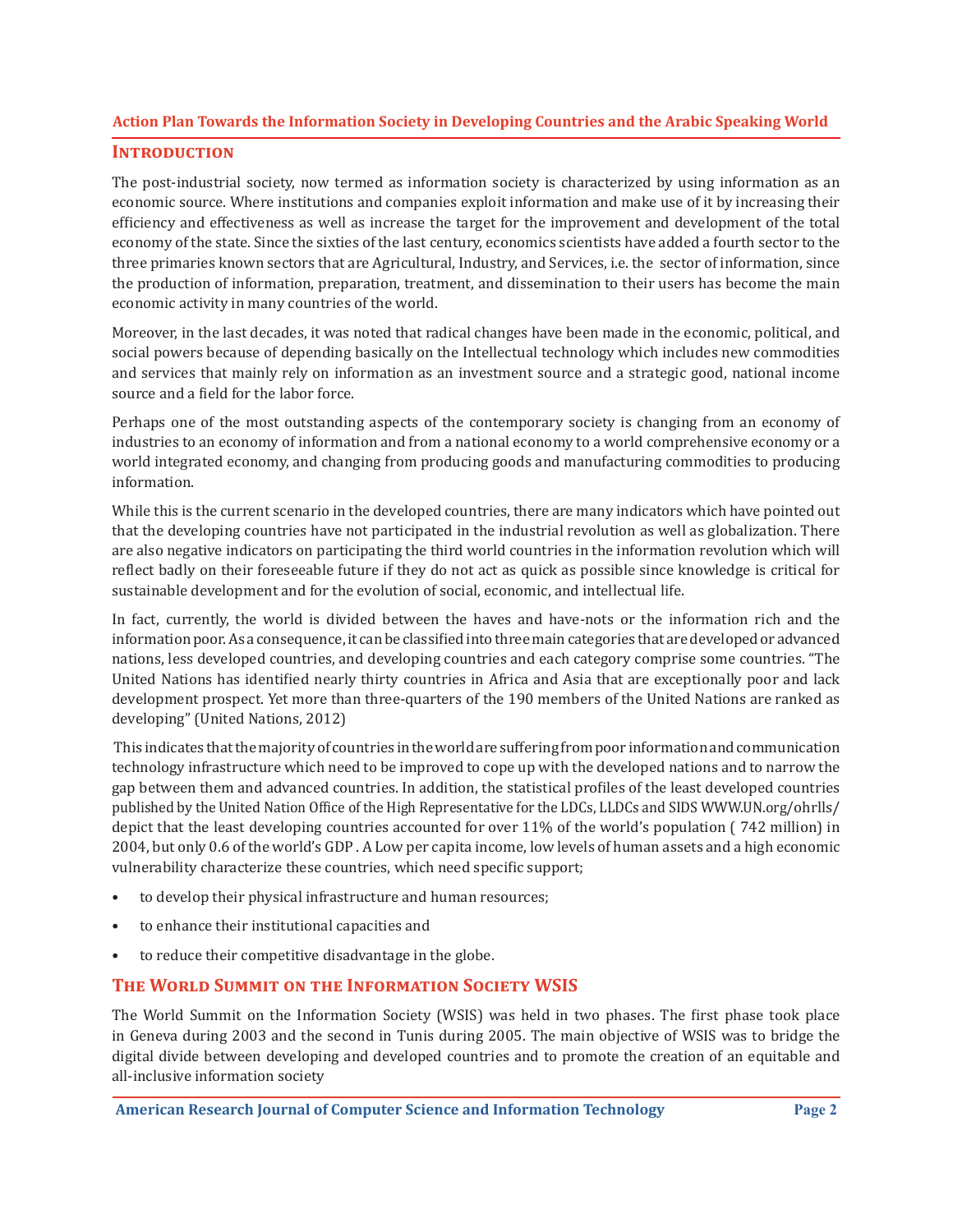## Introduction

The post-industrial society, now termed as information society is characterized by using information as an economic source. Where institutions and companies exploit information and make use of it by increasing their efficiency and effectiveness as well as increase the target for the improvement and development of the total economy of the state. Since the sixties of the last century, economics scientists have added a fourth sector to the three primaries known sectors that are Agricultural, Industry, and Services, i.e. the sector of information, since the production of information, preparation, treatment, and dissemination to their users has become the main economic activity in many countries of the world.

Moreover, in the last decades, it was noted that radical changes have been made in the economic, political, and social powers because of depending basically on the Intellectual technology which includes new commodities and services that mainly rely on information as an investment source and a strategic good, national income source and a field for the labor force.

Perhaps one of the most outstanding aspects of the contemporary society is changing from an economy of industries to an economy of information and from a national economy to a world comprehensive economy or a world integrated economy, and changing from producing goods and manufacturing commodities to producing information.

While this is the current scenario in the developed countries, there are many indicators which have pointed out that the developing countries have not participated in the industrial revolution as well as globalization. There are also negative indicators on participating the third world countries in the information revolution which will reflect badly on their foreseeable future if they do not act as quick as possible since knowledge is critical for sustainable development and for the evolution of social, economic, and intellectual life.

In fact, currently, the world is divided between the haves and have-nots or the information rich and the information poor. As a consequence, it can be classified into three main categories that are developed or advanced nations, less developed countries, and developing countries and each category comprise some countries. "The United Nations has identified nearly thirty countries in Africa and Asia that are exceptionally poor and lack development prospect. Yet more than three-quarters of the 190 members of the United Nations are ranked as developing" (United Nations, 2012)

This indicates that the majority of countries in the world are suffering from poor information and communication technology infrastructure which need to be improved to cope up with the developed nations and to narrow the gap between them and advanced countries. In addition, the statistical profiles of the least developed countries published by the United Nation Office of the High Representative for the LDCs, LLDCs and SIDS WWW.UN.org/ohrlls/ depict that the least developing countries accounted for over 11% of the world's population ( 742 million) in 2004, but only 0.6 of the world's GDP . A Low per capita income, low levels of human assets and a high economic vulnerability characterize these countries, which need specific support;

- to develop their physical infrastructure and human resources;
- to enhance their institutional capacities and
- to reduce their competitive disadvantage in the globe.

## The World Summit on the Information Society WSIS

The World Summit on the Information Society (WSIS) was held in two phases. The first phase took place in Geneva during 2003 and the second in Tunis during 2005. The main objective of WSIS was to bridge the digital divide between developing and developed countries and to promote the creation of an equitable and all-inclusive information society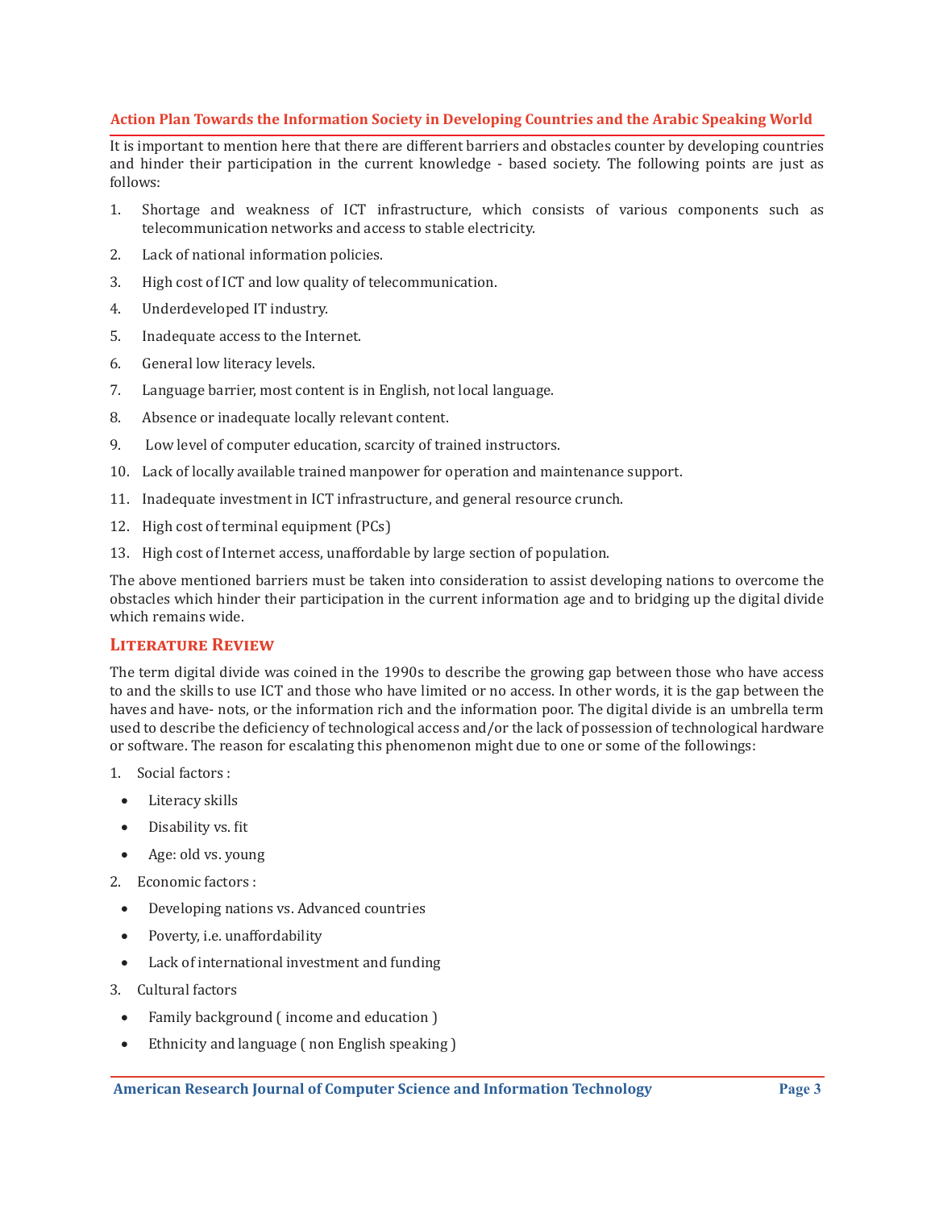It is important to mention here that there are different barriers and obstacles counter by developing countries and hinder their participation in the current knowledge - based society. The following points are just as follows:

1. Shortage and weakness of ICT infrastructure, which consists of various components such as telecommunication networks and access to stable electricity.
2. Lack of national information policies.
3. High cost of ICT and low quality of telecommunication.
4. Underdeveloped IT industry.
5. Inadequate access to the Internet.
6. General low literacy levels.
7. Language barrier, most content is in English, not local language.
8. Absence or inadequate locally relevant content.
9. Low level of computer education, scarcity of trained instructors.
10. Lack of locally available trained manpower for operation and maintenance support.
11. Inadequate investment in ICT infrastructure, and general resource crunch.
12. High cost of terminal equipment (PCs)
13. High cost of Internet access, unaffordable by large section of population.

The above mentioned barriers must be taken into consideration to assist developing nations to overcome the obstacles which hinder their participation in the current information age and to bridging up the digital divide which remains wide.

## Literature Review

The term digital divide was coined in the 1990s to describe the growing gap between those who have access to and the skills to use ICT and those who have limited or no access. In other words, it is the gap between the haves and have- nots, or the information rich and the information poor. The digital divide is an umbrella term used to describe the deficiency of technological access and/or the lack of possession of technological hardware or software. The reason for escalating this phenomenon might due to one or some of the followings:

1. Social factors :
   - Literacy skills
   - Disability vs. fit
   - Age: old vs. young
2. Economic factors :
   - Developing nations vs. Advanced countries
   - Poverty, i.e. unaffordability
   - Lack of international investment and funding
3. Cultural factors
   - Family background ( income and education )
   - Ethnicity and language ( non English speaking )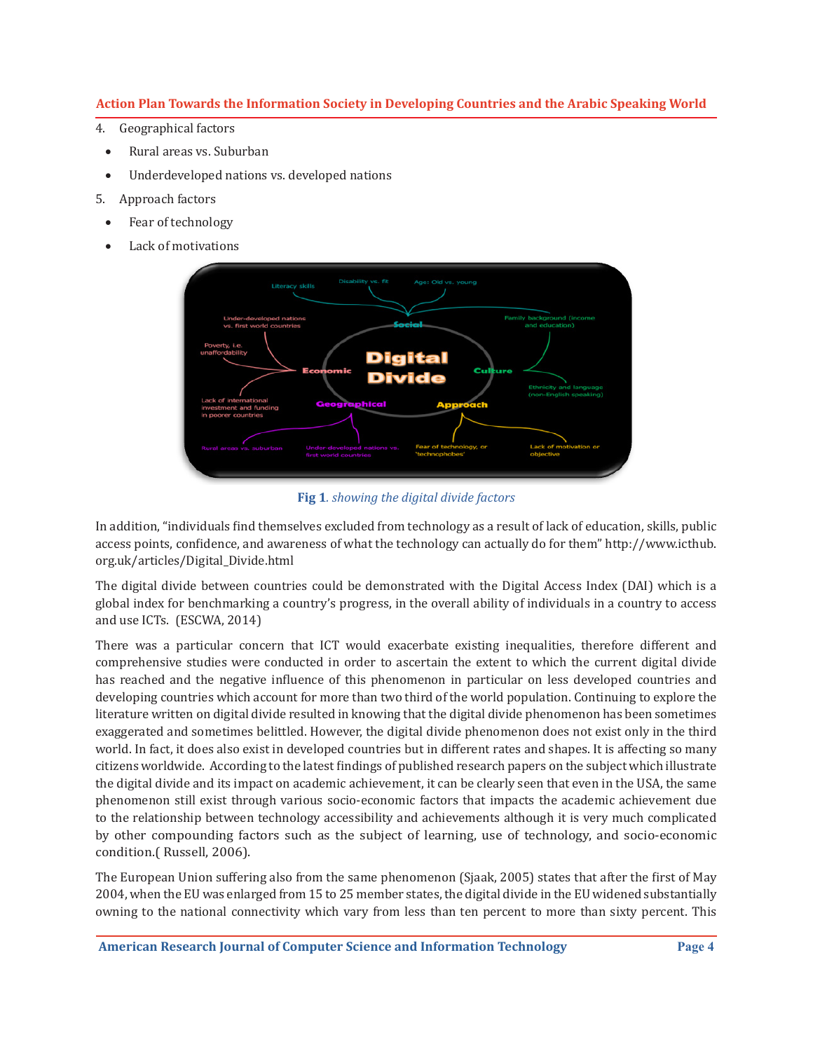4. Geographical factors
   - Rural areas vs. Suburban
   - Underdeveloped nations vs. developed nations
5. Approach factors
   - Fear of technology
   - Lack of motivations

**Fig 1**. *showing the digital divide factors*

In addition, "individuals find themselves excluded from technology as a result of lack of education, skills, public access points, confidence, and awareness of what the technology can actually do for them" http://www.icthub.org.uk/articles/Digital_Divide.html

The digital divide between countries could be demonstrated with the Digital Access Index (DAI) which is a global index for benchmarking a country's progress, in the overall ability of individuals in a country to access and use ICTs. (ESCWA, 2014)

There was a particular concern that ICT would exacerbate existing inequalities, therefore different and comprehensive studies were conducted in order to ascertain the extent to which the current digital divide has reached and the negative influence of this phenomenon in particular on less developed countries and developing countries which account for more than two third of the world population. Continuing to explore the literature written on digital divide resulted in knowing that the digital divide phenomenon has been sometimes exaggerated and sometimes belittled. However, the digital divide phenomenon does not exist only in the third world. In fact, it does also exist in developed countries but in different rates and shapes. It is affecting so many citizens worldwide. According to the latest findings of published research papers on the subject which illustrate the digital divide and its impact on academic achievement, it can be clearly seen that even in the USA, the same phenomenon still exist through various socio-economic factors that impacts the academic achievement due to the relationship between technology accessibility and achievements although it is very much complicated by other compounding factors such as the subject of learning, use of technology, and socio-economic condition.( Russell, 2006).

The European Union suffering also from the same phenomenon (Sjaak, 2005) states that after the first of May 2004, when the EU was enlarged from 15 to 25 member states, the digital divide in the EU widened substantially owning to the national connectivity which vary from less than ten percent to more than sixty percent. This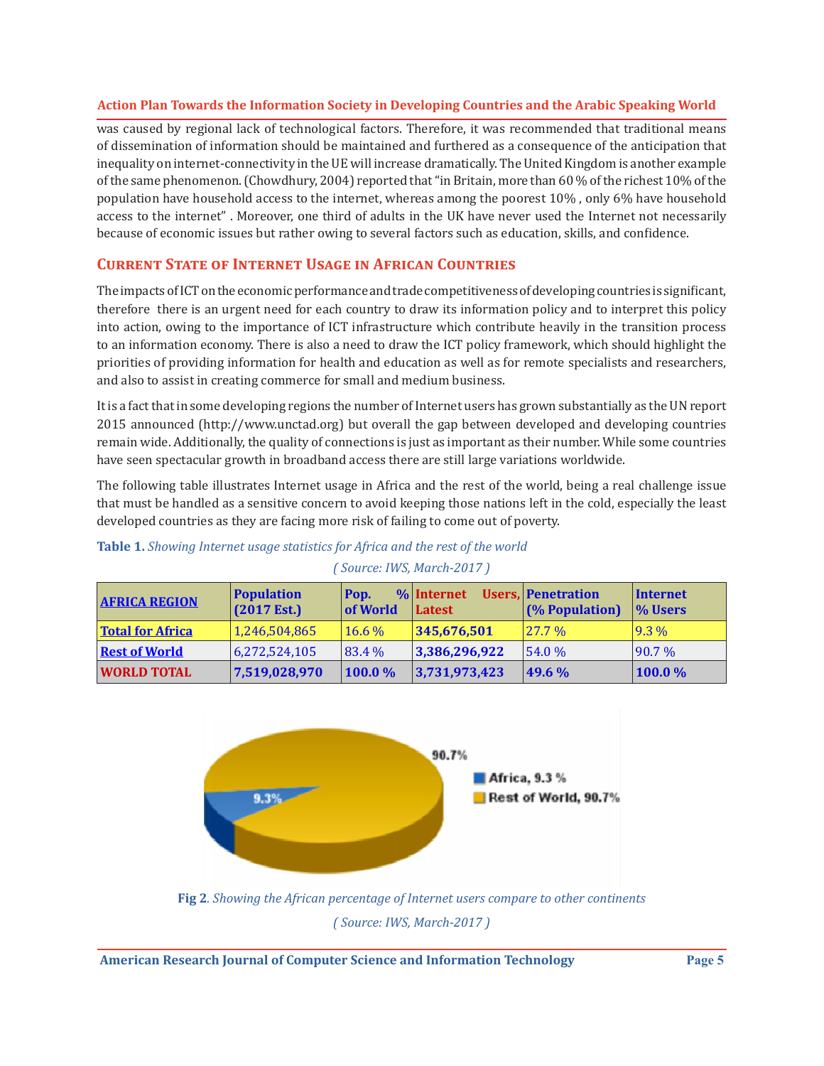was caused by regional lack of technological factors. Therefore, it was recommended that traditional means of dissemination of information should be maintained and furthered as a consequence of the anticipation that inequality on internet-connectivity in the UE will increase dramatically. The United Kingdom is another example of the same phenomenon. (Chowdhury, 2004) reported that "in Britain, more than 60 % of the richest 10% of the population have household access to the internet, whereas among the poorest 10% , only 6% have household access to the internet" . Moreover, one third of adults in the UK have never used the Internet not necessarily because of economic issues but rather owing to several factors such as education, skills, and confidence.

## Current State of Internet Usage in African Countries

The impacts of ICT on the economic performance and trade competitiveness of developing countries is significant, therefore there is an urgent need for each country to draw its information policy and to interpret this policy into action, owing to the importance of ICT infrastructure which contribute heavily in the transition process to an information economy. There is also a need to draw the ICT policy framework, which should highlight the priorities of providing information for health and education as well as for remote specialists and researchers, and also to assist in creating commerce for small and medium business.

It is a fact that in some developing regions the number of Internet users has grown substantially as the UN report 2015 announced (http://www.unctad.org) but overall the gap between developed and developing countries remain wide. Additionally, the quality of connections is just as important as their number. While some countries have seen spectacular growth in broadband access there are still large variations worldwide.

The following table illustrates Internet usage in Africa and the rest of the world, being a real challenge issue that must be handled as a sensitive concern to avoid keeping those nations left in the cold, especially the least developed countries as they are facing more risk of failing to come out of poverty.

**Table 1.** *Showing Internet usage statistics for Africa and the rest of the world*

*( Source: IWS, March-2017 )*

| AFRICA REGION | Population (2017 Est.) | Pop. % of World | Internet Users, Latest | Penetration (% Population) | Internet % Users |
|---|---|---|---|---|---|
| Total for Africa | 1,246,504,865 | 16.6 % | 345,676,501 | 27.7 % | 9.3 % |
| Rest of World | 6,272,524,105 | 83.4 % | 3,386,296,922 | 54.0 % | 90.7 % |
| **WORLD TOTAL** | **7,519,028,970** | **100.0 %** | **3,731,973,423** | **49.6 %** | **100.0 %** |

**Fig 2**. *Showing the African percentage of Internet users compare to other continents*

*( Source: IWS, March-2017 )*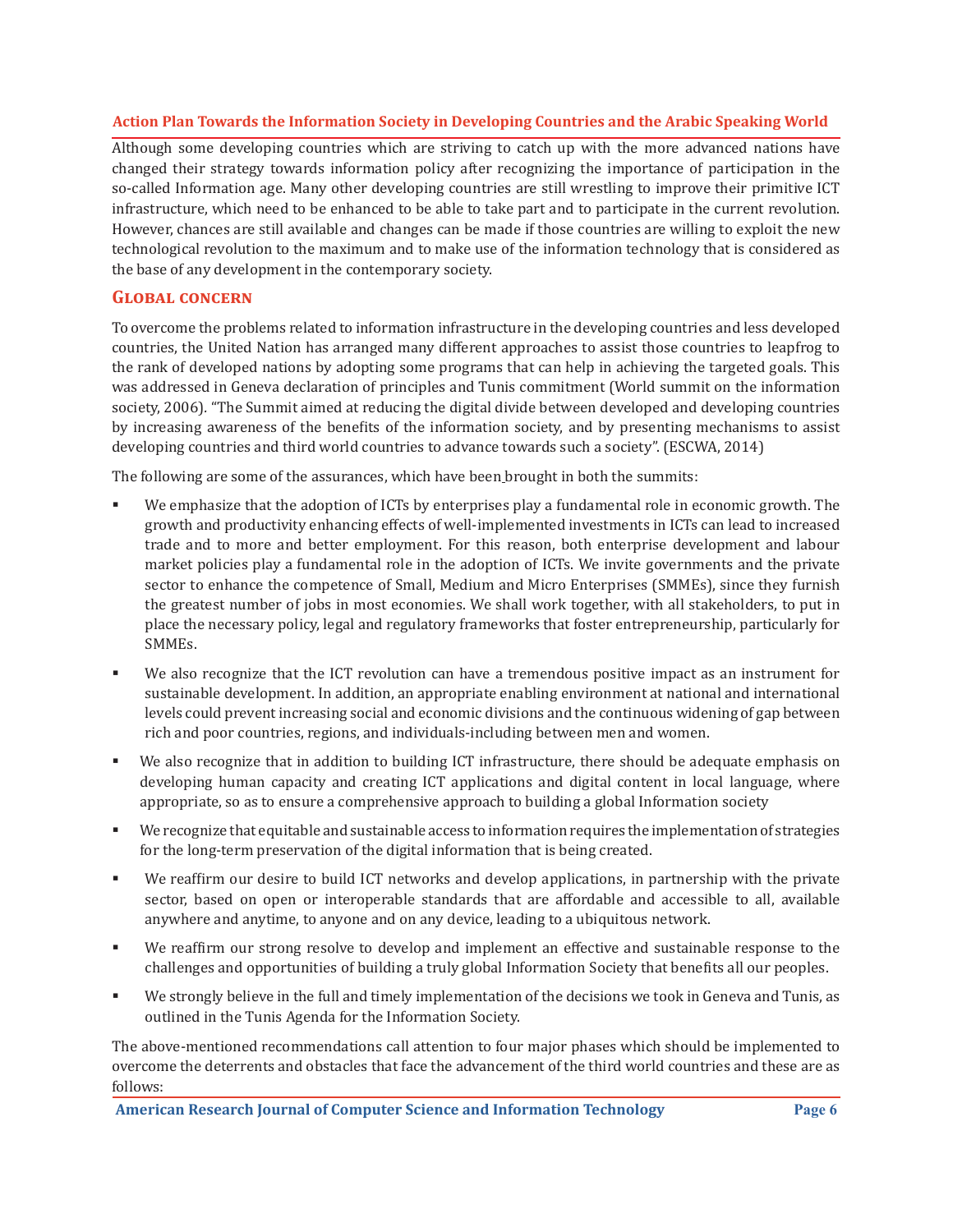Although some developing countries which are striving to catch up with the more advanced nations have changed their strategy towards information policy after recognizing the importance of participation in the so-called Information age. Many other developing countries are still wrestling to improve their primitive ICT infrastructure, which need to be enhanced to be able to take part and to participate in the current revolution. However, chances are still available and changes can be made if those countries are willing to exploit the new technological revolution to the maximum and to make use of the information technology that is considered as the base of any development in the contemporary society.

## Global concern

To overcome the problems related to information infrastructure in the developing countries and less developed countries, the United Nation has arranged many different approaches to assist those countries to leapfrog to the rank of developed nations by adopting some programs that can help in achieving the targeted goals. This was addressed in Geneva declaration of principles and Tunis commitment (World summit on the information society, 2006). "The Summit aimed at reducing the digital divide between developed and developing countries by increasing awareness of the benefits of the information society, and by presenting mechanisms to assist developing countries and third world countries to advance towards such a society". (ESCWA, 2014)

The following are some of the assurances, which have been brought in both the summits:

- We emphasize that the adoption of ICTs by enterprises play a fundamental role in economic growth. The growth and productivity enhancing effects of well-implemented investments in ICTs can lead to increased trade and to more and better employment. For this reason, both enterprise development and labour market policies play a fundamental role in the adoption of ICTs. We invite governments and the private sector to enhance the competence of Small, Medium and Micro Enterprises (SMMEs), since they furnish the greatest number of jobs in most economies. We shall work together, with all stakeholders, to put in place the necessary policy, legal and regulatory frameworks that foster entrepreneurship, particularly for SMMEs.
- We also recognize that the ICT revolution can have a tremendous positive impact as an instrument for sustainable development. In addition, an appropriate enabling environment at national and international levels could prevent increasing social and economic divisions and the continuous widening of gap between rich and poor countries, regions, and individuals-including between men and women.
- We also recognize that in addition to building ICT infrastructure, there should be adequate emphasis on developing human capacity and creating ICT applications and digital content in local language, where appropriate, so as to ensure a comprehensive approach to building a global Information society
- We recognize that equitable and sustainable access to information requires the implementation of strategies for the long-term preservation of the digital information that is being created.
- We reaffirm our desire to build ICT networks and develop applications, in partnership with the private sector, based on open or interoperable standards that are affordable and accessible to all, available anywhere and anytime, to anyone and on any device, leading to a ubiquitous network.
- We reaffirm our strong resolve to develop and implement an effective and sustainable response to the challenges and opportunities of building a truly global Information Society that benefits all our peoples.
- We strongly believe in the full and timely implementation of the decisions we took in Geneva and Tunis, as outlined in the Tunis Agenda for the Information Society.

The above-mentioned recommendations call attention to four major phases which should be implemented to overcome the deterrents and obstacles that face the advancement of the third world countries and these are as follows: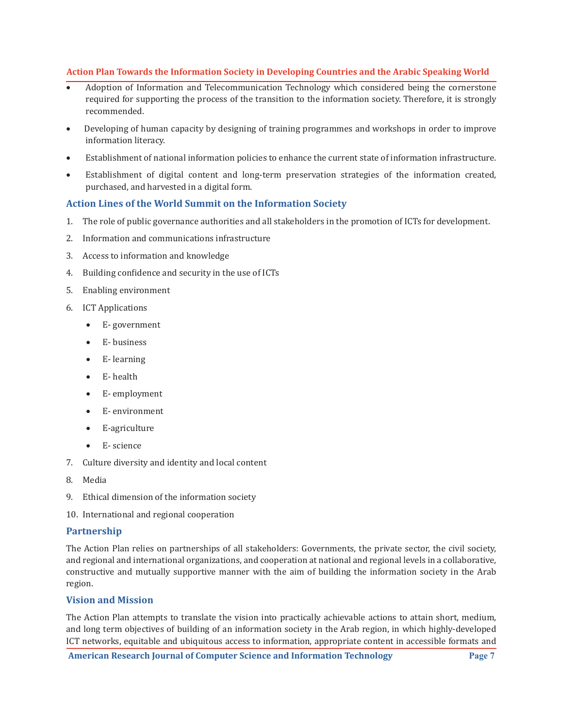- Adoption of Information and Telecommunication Technology which considered being the cornerstone required for supporting the process of the transition to the information society. Therefore, it is strongly recommended.
- Developing of human capacity by designing of training programmes and workshops in order to improve information literacy.
- Establishment of national information policies to enhance the current state of information infrastructure.
- Establishment of digital content and long-term preservation strategies of the information created, purchased, and harvested in a digital form.

## Action Lines of the World Summit on the Information Society

1. The role of public governance authorities and all stakeholders in the promotion of ICTs for development.
2. Information and communications infrastructure
3. Access to information and knowledge
4. Building confidence and security in the use of ICTs
5. Enabling environment
6. ICT Applications
   - E- government
   - E- business
   - E- learning
   - E- health
   - E- employment
   - E- environment
   - E-agriculture
   - E- science
7. Culture diversity and identity and local content
8. Media
9. Ethical dimension of the information society
10. International and regional cooperation

## Partnership

The Action Plan relies on partnerships of all stakeholders: Governments, the private sector, the civil society, and regional and international organizations, and cooperation at national and regional levels in a collaborative, constructive and mutually supportive manner with the aim of building the information society in the Arab region.

## Vision and Mission

The Action Plan attempts to translate the vision into practically achievable actions to attain short, medium, and long term objectives of building of an information society in the Arab region, in which highly-developed ICT networks, equitable and ubiquitous access to information, appropriate content in accessible formats and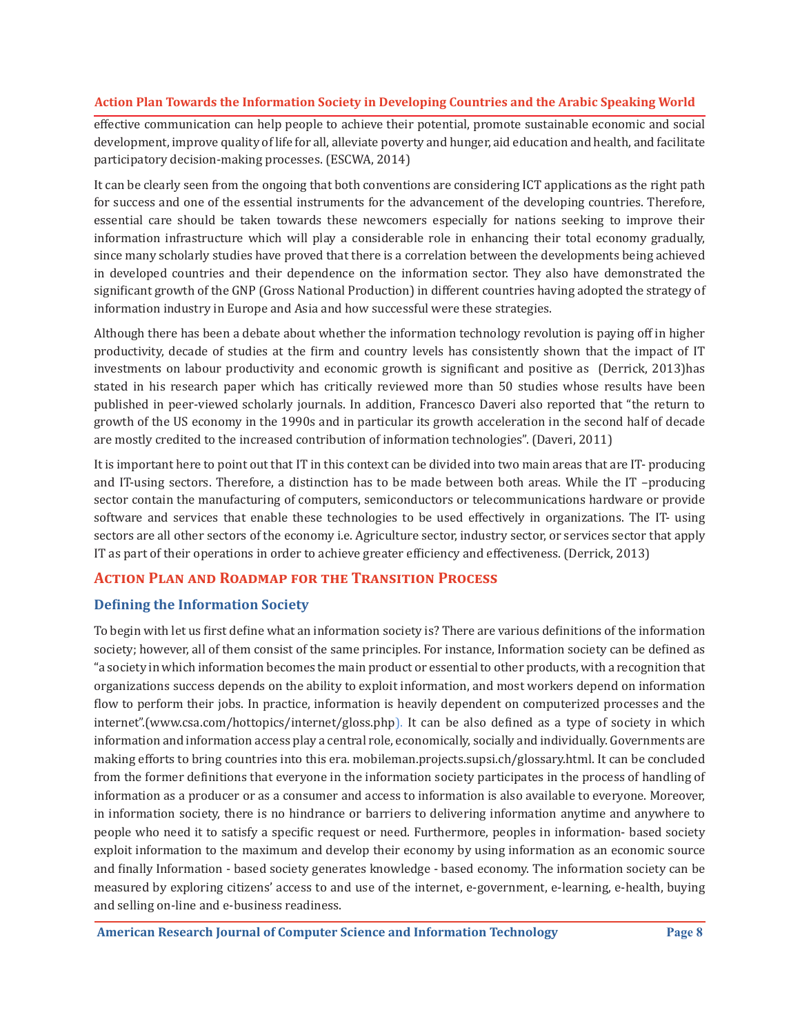effective communication can help people to achieve their potential, promote sustainable economic and social development, improve quality of life for all, alleviate poverty and hunger, aid education and health, and facilitate participatory decision-making processes. (ESCWA, 2014)

It can be clearly seen from the ongoing that both conventions are considering ICT applications as the right path for success and one of the essential instruments for the advancement of the developing countries. Therefore, essential care should be taken towards these newcomers especially for nations seeking to improve their information infrastructure which will play a considerable role in enhancing their total economy gradually, since many scholarly studies have proved that there is a correlation between the developments being achieved in developed countries and their dependence on the information sector. They also have demonstrated the significant growth of the GNP (Gross National Production) in different countries having adopted the strategy of information industry in Europe and Asia and how successful were these strategies.

Although there has been a debate about whether the information technology revolution is paying off in higher productivity, decade of studies at the firm and country levels has consistently shown that the impact of IT investments on labour productivity and economic growth is significant and positive as (Derrick, 2013)has stated in his research paper which has critically reviewed more than 50 studies whose results have been published in peer-viewed scholarly journals. In addition, Francesco Daveri also reported that "the return to growth of the US economy in the 1990s and in particular its growth acceleration in the second half of decade are mostly credited to the increased contribution of information technologies". (Daveri, 2011)

It is important here to point out that IT in this context can be divided into two main areas that are IT- producing and IT-using sectors. Therefore, a distinction has to be made between both areas. While the IT –producing sector contain the manufacturing of computers, semiconductors or telecommunications hardware or provide software and services that enable these technologies to be used effectively in organizations. The IT- using sectors are all other sectors of the economy i.e. Agriculture sector, industry sector, or services sector that apply IT as part of their operations in order to achieve greater efficiency and effectiveness. (Derrick, 2013)

## Action Plan and Roadmap for the Transition Process

### Defining the Information Society

To begin with let us first define what an information society is? There are various definitions of the information society; however, all of them consist of the same principles. For instance, Information society can be defined as "a society in which information becomes the main product or essential to other products, with a recognition that organizations success depends on the ability to exploit information, and most workers depend on information flow to perform their jobs. In practice, information is heavily dependent on computerized processes and the internet".(www.csa.com/hottopics/internet/gloss.php). It can be also defined as a type of society in which information and information access play a central role, economically, socially and individually. Governments are making efforts to bring countries into this era. mobileman.projects.supsi.ch/glossary.html. It can be concluded from the former definitions that everyone in the information society participates in the process of handling of information as a producer or as a consumer and access to information is also available to everyone. Moreover, in information society, there is no hindrance or barriers to delivering information anytime and anywhere to people who need it to satisfy a specific request or need. Furthermore, peoples in information- based society exploit information to the maximum and develop their economy by using information as an economic source and finally Information - based society generates knowledge - based economy. The information society can be measured by exploring citizens' access to and use of the internet, e-government, e-learning, e-health, buying and selling on-line and e-business readiness.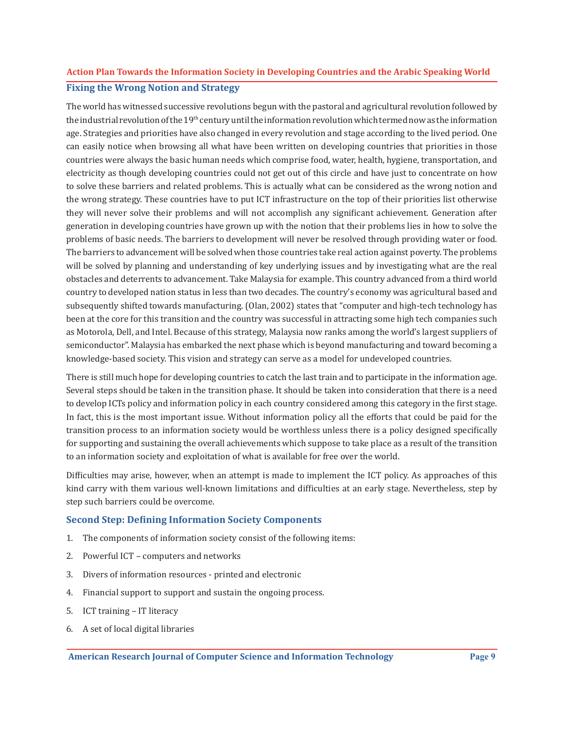## Fixing the Wrong Notion and Strategy

The world has witnessed successive revolutions begun with the pastoral and agricultural revolution followed by the industrial revolution of the 19th century until the information revolution which termed now as the information age. Strategies and priorities have also changed in every revolution and stage according to the lived period. One can easily notice when browsing all what have been written on developing countries that priorities in those countries were always the basic human needs which comprise food, water, health, hygiene, transportation, and electricity as though developing countries could not get out of this circle and have just to concentrate on how to solve these barriers and related problems. This is actually what can be considered as the wrong notion and the wrong strategy. These countries have to put ICT infrastructure on the top of their priorities list otherwise they will never solve their problems and will not accomplish any significant achievement. Generation after generation in developing countries have grown up with the notion that their problems lies in how to solve the problems of basic needs. The barriers to development will never be resolved through providing water or food. The barriers to advancement will be solved when those countries take real action against poverty. The problems will be solved by planning and understanding of key underlying issues and by investigating what are the real obstacles and deterrents to advancement. Take Malaysia for example. This country advanced from a third world country to developed nation status in less than two decades. The country's economy was agricultural based and subsequently shifted towards manufacturing. (Olan, 2002) states that "computer and high-tech technology has been at the core for this transition and the country was successful in attracting some high tech companies such as Motorola, Dell, and Intel. Because of this strategy, Malaysia now ranks among the world's largest suppliers of semiconductor". Malaysia has embarked the next phase which is beyond manufacturing and toward becoming a knowledge-based society. This vision and strategy can serve as a model for undeveloped countries.

There is still much hope for developing countries to catch the last train and to participate in the information age. Several steps should be taken in the transition phase. It should be taken into consideration that there is a need to develop ICTs policy and information policy in each country considered among this category in the first stage. In fact, this is the most important issue. Without information policy all the efforts that could be paid for the transition process to an information society would be worthless unless there is a policy designed specifically for supporting and sustaining the overall achievements which suppose to take place as a result of the transition to an information society and exploitation of what is available for free over the world.

Difficulties may arise, however, when an attempt is made to implement the ICT policy. As approaches of this kind carry with them various well-known limitations and difficulties at an early stage. Nevertheless, step by step such barriers could be overcome.

## Second Step: Defining Information Society Components

1. The components of information society consist of the following items:
2. Powerful ICT – computers and networks
3. Divers of information resources - printed and electronic
4. Financial support to support and sustain the ongoing process.
5. ICT training – IT literacy
6. A set of local digital libraries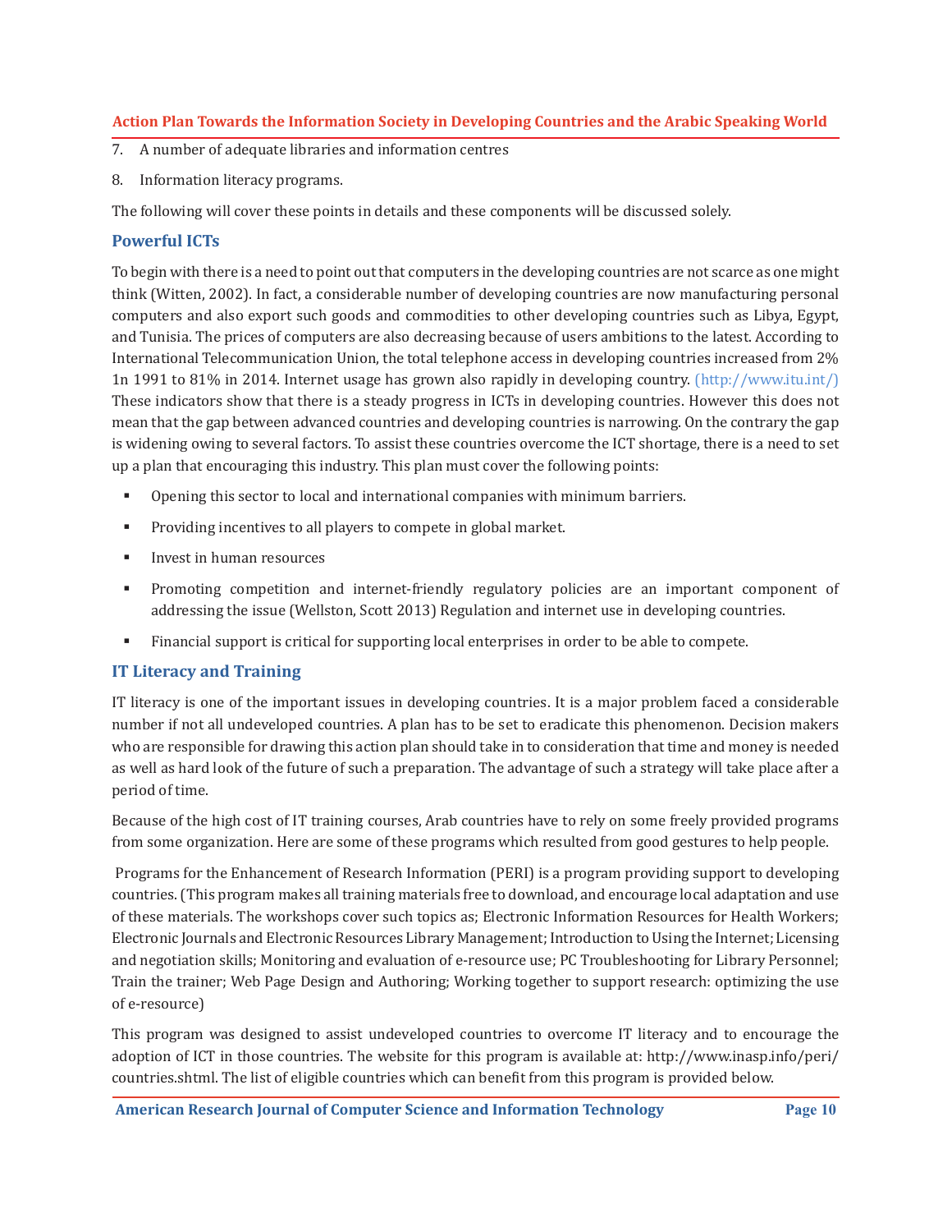7. A number of adequate libraries and information centres

8. Information literacy programs.

The following will cover these points in details and these components will be discussed solely.

## Powerful ICTs

To begin with there is a need to point out that computers in the developing countries are not scarce as one might think (Witten, 2002). In fact, a considerable number of developing countries are now manufacturing personal computers and also export such goods and commodities to other developing countries such as Libya, Egypt, and Tunisia. The prices of computers are also decreasing because of users ambitions to the latest. According to International Telecommunication Union, the total telephone access in developing countries increased from 2% 1n 1991 to 81% in 2014. Internet usage has grown also rapidly in developing country. (http://www.itu.int/) These indicators show that there is a steady progress in ICTs in developing countries. However this does not mean that the gap between advanced countries and developing countries is narrowing. On the contrary the gap is widening owing to several factors. To assist these countries overcome the ICT shortage, there is a need to set up a plan that encouraging this industry. This plan must cover the following points:

- Opening this sector to local and international companies with minimum barriers.
- Providing incentives to all players to compete in global market.
- Invest in human resources
- Promoting competition and internet-friendly regulatory policies are an important component of addressing the issue (Wellston, Scott 2013) Regulation and internet use in developing countries.
- Financial support is critical for supporting local enterprises in order to be able to compete.

## IT Literacy and Training

IT literacy is one of the important issues in developing countries. It is a major problem faced a considerable number if not all undeveloped countries. A plan has to be set to eradicate this phenomenon. Decision makers who are responsible for drawing this action plan should take in to consideration that time and money is needed as well as hard look of the future of such a preparation. The advantage of such a strategy will take place after a period of time.

Because of the high cost of IT training courses, Arab countries have to rely on some freely provided programs from some organization. Here are some of these programs which resulted from good gestures to help people.

Programs for the Enhancement of Research Information (PERI) is a program providing support to developing countries. (This program makes all training materials free to download, and encourage local adaptation and use of these materials. The workshops cover such topics as; Electronic Information Resources for Health Workers; Electronic Journals and Electronic Resources Library Management; Introduction to Using the Internet; Licensing and negotiation skills; Monitoring and evaluation of e-resource use; PC Troubleshooting for Library Personnel; Train the trainer; Web Page Design and Authoring; Working together to support research: optimizing the use of e-resource)

This program was designed to assist undeveloped countries to overcome IT literacy and to encourage the adoption of ICT in those countries. The website for this program is available at: http://www.inasp.info/peri/countries.shtml. The list of eligible countries which can benefit from this program is provided below.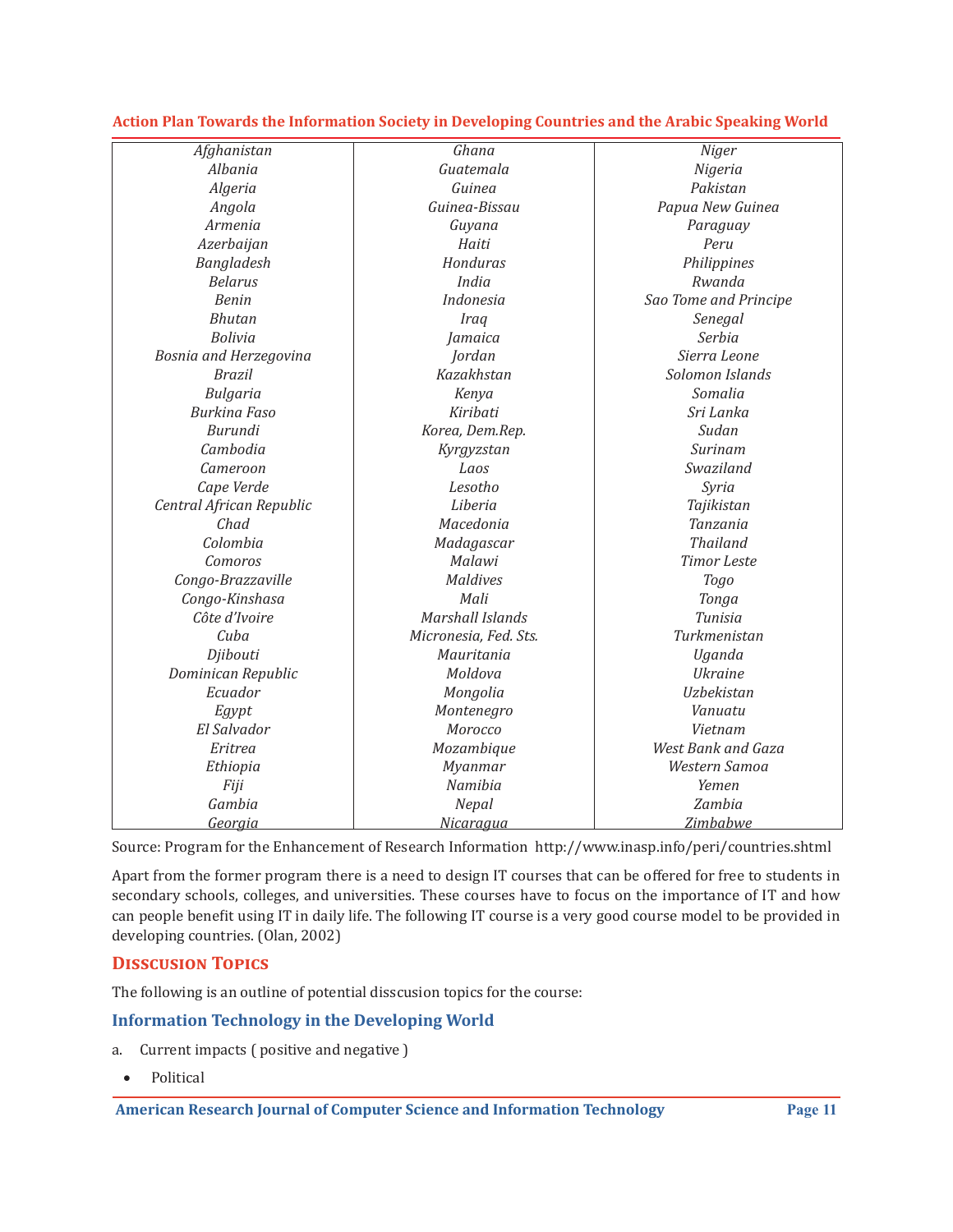| Afghanistan | Ghana | Niger |
|---|---|---|
| Albania | Guatemala | Nigeria |
| Algeria | Guinea | Pakistan |
| Angola | Guinea-Bissau | Papua New Guinea |
| Armenia | Guyana | Paraguay |
| Azerbaijan | Haiti | Peru |
| Bangladesh | Honduras | Philippines |
| Belarus | India | Rwanda |
| Benin | Indonesia | Sao Tome and Principe |
| Bhutan | Iraq | Senegal |
| Bolivia | Jamaica | Serbia |
| Bosnia and Herzegovina | Jordan | Sierra Leone |
| Brazil | Kazakhstan | Solomon Islands |
| Bulgaria | Kenya | Somalia |
| Burkina Faso | Kiribati | Sri Lanka |
| Burundi | Korea, Dem.Rep. | Sudan |
| Cambodia | Kyrgyzstan | Surinam |
| Cameroon | Laos | Swaziland |
| Cape Verde | Lesotho | Syria |
| Central African Republic | Liberia | Tajikistan |
| Chad | Macedonia | Tanzania |
| Colombia | Madagascar | Thailand |
| Comoros | Malawi | Timor Leste |
| Congo-Brazzaville | Maldives | Togo |
| Congo-Kinshasa | Mali | Tonga |
| Côte d'Ivoire | Marshall Islands | Tunisia |
| Cuba | Micronesia, Fed. Sts. | Turkmenistan |
| Djibouti | Mauritania | Uganda |
| Dominican Republic | Moldova | Ukraine |
| Ecuador | Mongolia | Uzbekistan |
| Egypt | Montenegro | Vanuatu |
| El Salvador | Morocco | Vietnam |
| Eritrea | Mozambique | West Bank and Gaza |
| Ethiopia | Myanmar | Western Samoa |
| Fiji | Namibia | Yemen |
| Gambia | Nepal | Zambia |
| Georgia | Nicaragua | Zimbabwe |

Source: Program for the Enhancement of Research Information http://www.inasp.info/peri/countries.shtml

Apart from the former program there is a need to design IT courses that can be offered for free to students in secondary schools, colleges, and universities. These courses have to focus on the importance of IT and how can people benefit using IT in daily life. The following IT course is a very good course model to be provided in developing countries. (Olan, 2002)

## Disscusion Topics

The following is an outline of potential disscusion topics for the course:

### Information Technology in the Developing World

a. Current impacts ( positive and negative )

- Political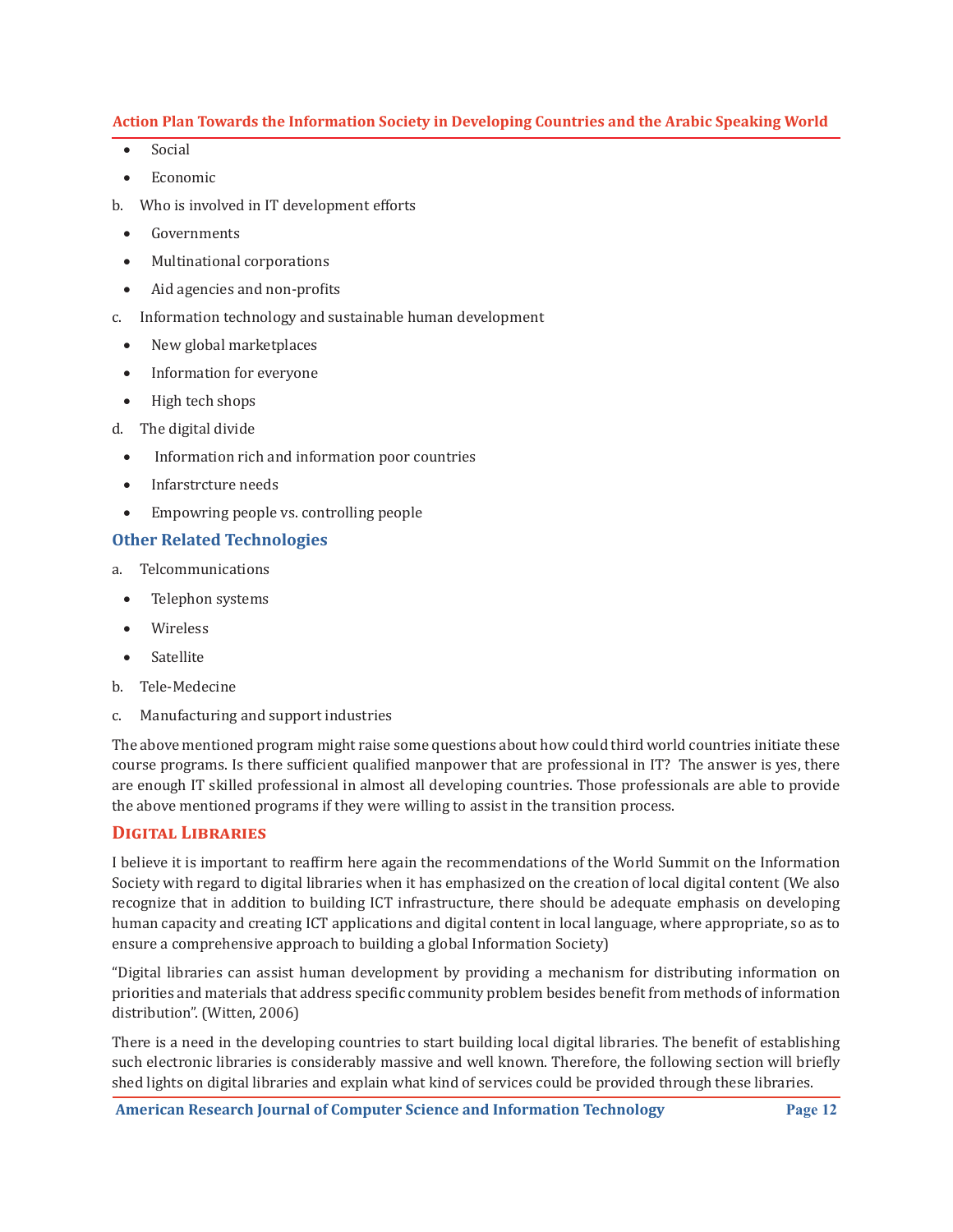- Social
- Economic

b. Who is involved in IT development efforts

- Governments
- Multinational corporations
- Aid agencies and non-profits

c. Information technology and sustainable human development

- New global marketplaces
- Information for everyone
- High tech shops

d. The digital divide

- Information rich and information poor countries
- Infarstrcture needs
- Empowring people vs. controlling people

## Other Related Technologies

a. Telcommunications

- Telephon systems
- Wireless
- Satellite

b. Tele-Medecine

c. Manufacturing and support industries

The above mentioned program might raise some questions about how could third world countries initiate these course programs. Is there sufficient qualified manpower that are professional in IT? The answer is yes, there are enough IT skilled professional in almost all developing countries. Those professionals are able to provide the above mentioned programs if they were willing to assist in the transition process.

## Digital Libraries

I believe it is important to reaffirm here again the recommendations of the World Summit on the Information Society with regard to digital libraries when it has emphasized on the creation of local digital content (We also recognize that in addition to building ICT infrastructure, there should be adequate emphasis on developing human capacity and creating ICT applications and digital content in local language, where appropriate, so as to ensure a comprehensive approach to building a global Information Society)

"Digital libraries can assist human development by providing a mechanism for distributing information on priorities and materials that address specific community problem besides benefit from methods of information distribution". (Witten, 2006)

There is a need in the developing countries to start building local digital libraries. The benefit of establishing such electronic libraries is considerably massive and well known. Therefore, the following section will briefly shed lights on digital libraries and explain what kind of services could be provided through these libraries.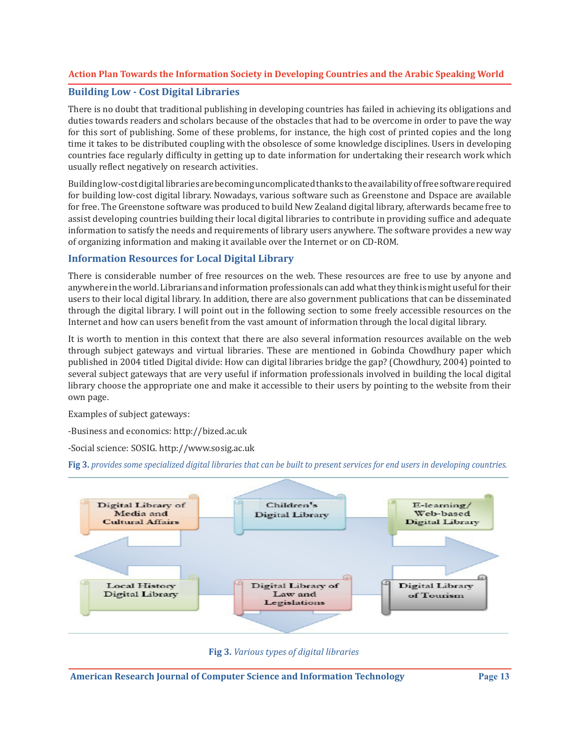## Building Low - Cost Digital Libraries

There is no doubt that traditional publishing in developing countries has failed in achieving its obligations and duties towards readers and scholars because of the obstacles that had to be overcome in order to pave the way for this sort of publishing. Some of these problems, for instance, the high cost of printed copies and the long time it takes to be distributed coupling with the obsolesce of some knowledge disciplines. Users in developing countries face regularly difficulty in getting up to date information for undertaking their research work which usually reflect negatively on research activities.

Building low-cost digital libraries are becoming uncomplicated thanks to the availability of free software required for building low-cost digital library. Nowadays, various software such as Greenstone and Dspace are available for free. The Greenstone software was produced to build New Zealand digital library, afterwards became free to assist developing countries building their local digital libraries to contribute in providing suffice and adequate information to satisfy the needs and requirements of library users anywhere. The software provides a new way of organizing information and making it available over the Internet or on CD-ROM.

## Information Resources for Local Digital Library

There is considerable number of free resources on the web. These resources are free to use by anyone and anywhere in the world. Librarians and information professionals can add what they think is might useful for their users to their local digital library. In addition, there are also government publications that can be disseminated through the digital library. I will point out in the following section to some freely accessible resources on the Internet and how can users benefit from the vast amount of information through the local digital library.

It is worth to mention in this context that there are also several information resources available on the web through subject gateways and virtual libraries. These are mentioned in Gobinda Chowdhury paper which published in 2004 titled Digital divide: How can digital libraries bridge the gap? (Chowdhury, 2004) pointed to several subject gateways that are very useful if information professionals involved in building the local digital library choose the appropriate one and make it accessible to their users by pointing to the website from their own page.

Examples of subject gateways:

-Business and economics: http://bized.ac.uk

-Social science: SOSIG. http://www.sosig.ac.uk

**Fig 3.** *provides some specialized digital libraries that can be built to present services for end users in developing countries.*

Digital Library of Media and Cultural Affairs | Children's Digital Library | E-learning/ Web-based Digital Library | Local History Digital Library | Digital Library of Law and Legislations | Digital Library of Tourism

**Fig 3.** *Various types of digital libraries*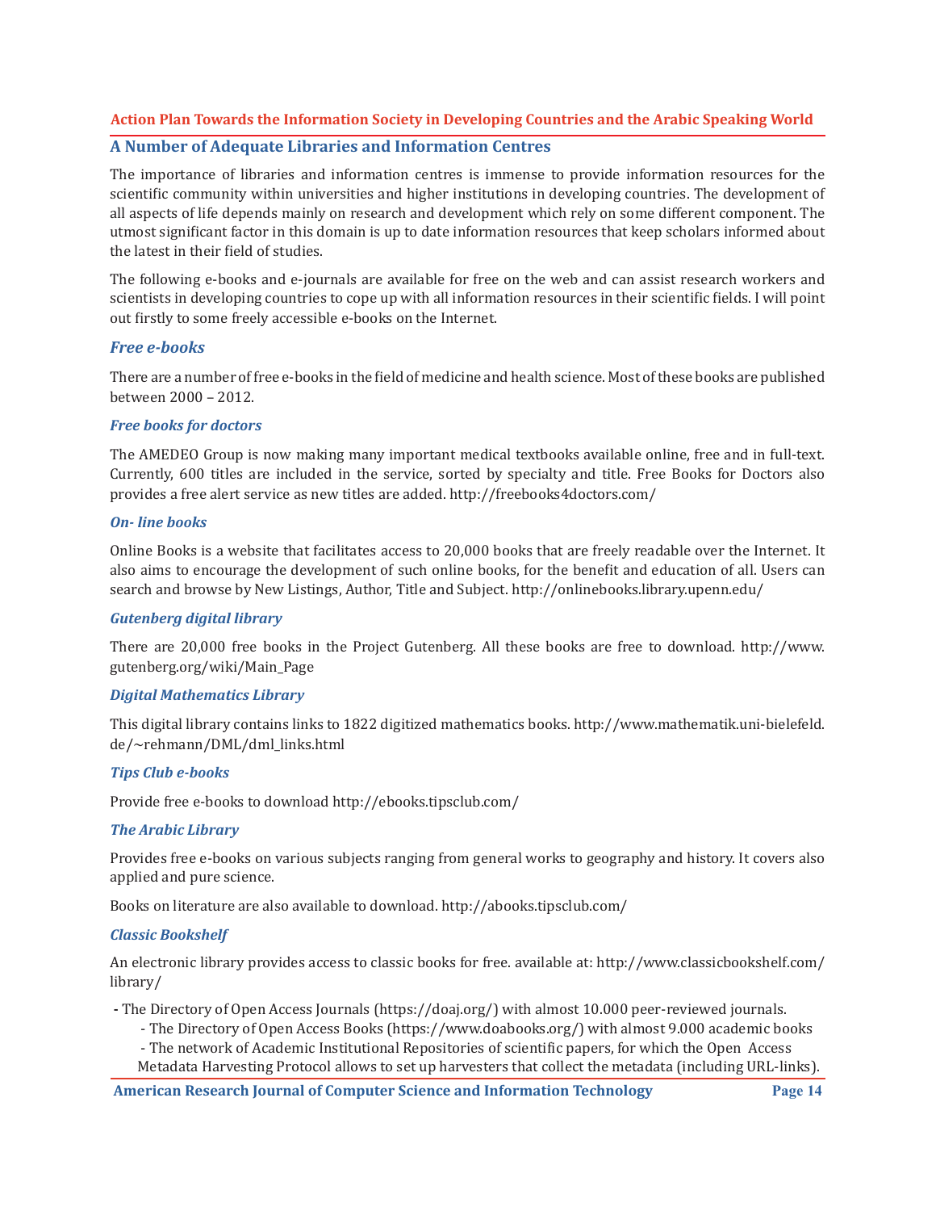## A Number of Adequate Libraries and Information Centres

The importance of libraries and information centres is immense to provide information resources for the scientific community within universities and higher institutions in developing countries. The development of all aspects of life depends mainly on research and development which rely on some different component. The utmost significant factor in this domain is up to date information resources that keep scholars informed about the latest in their field of studies.

The following e-books and e-journals are available for free on the web and can assist research workers and scientists in developing countries to cope up with all information resources in their scientific fields. I will point out firstly to some freely accessible e-books on the Internet.

### *Free e-books*

There are a number of free e-books in the field of medicine and health science. Most of these books are published between 2000 – 2012.

#### *Free books for doctors*

The AMEDEO Group is now making many important medical textbooks available online, free and in full-text. Currently, 600 titles are included in the service, sorted by specialty and title. Free Books for Doctors also provides a free alert service as new titles are added. http://freebooks4doctors.com/

#### *On- line books*

Online Books is a website that facilitates access to 20,000 books that are freely readable over the Internet. It also aims to encourage the development of such online books, for the benefit and education of all. Users can search and browse by New Listings, Author, Title and Subject. http://onlinebooks.library.upenn.edu/

#### *Gutenberg digital library*

There are 20,000 free books in the Project Gutenberg. All these books are free to download. http://www.gutenberg.org/wiki/Main_Page

#### *Digital Mathematics Library*

This digital library contains links to 1822 digitized mathematics books. http://www.mathematik.uni-bielefeld.de/~rehmann/DML/dml_links.html

#### *Tips Club e-books*

Provide free e-books to download http://ebooks.tipsclub.com/

#### *The Arabic Library*

Provides free e-books on various subjects ranging from general works to geography and history. It covers also applied and pure science.

Books on literature are also available to download. http://abooks.tipsclub.com/

#### *Classic Bookshelf*

An electronic library provides access to classic books for free. available at: http://www.classicbookshelf.com/library/

- The Directory of Open Access Journals (https://doaj.org/) with almost 10.000 peer-reviewed journals.
- The Directory of Open Access Books (https://www.doabooks.org/) with almost 9.000 academic books
- The network of Academic Institutional Repositories of scientific papers, for which the Open Access Metadata Harvesting Protocol allows to set up harvesters that collect the metadata (including URL-links).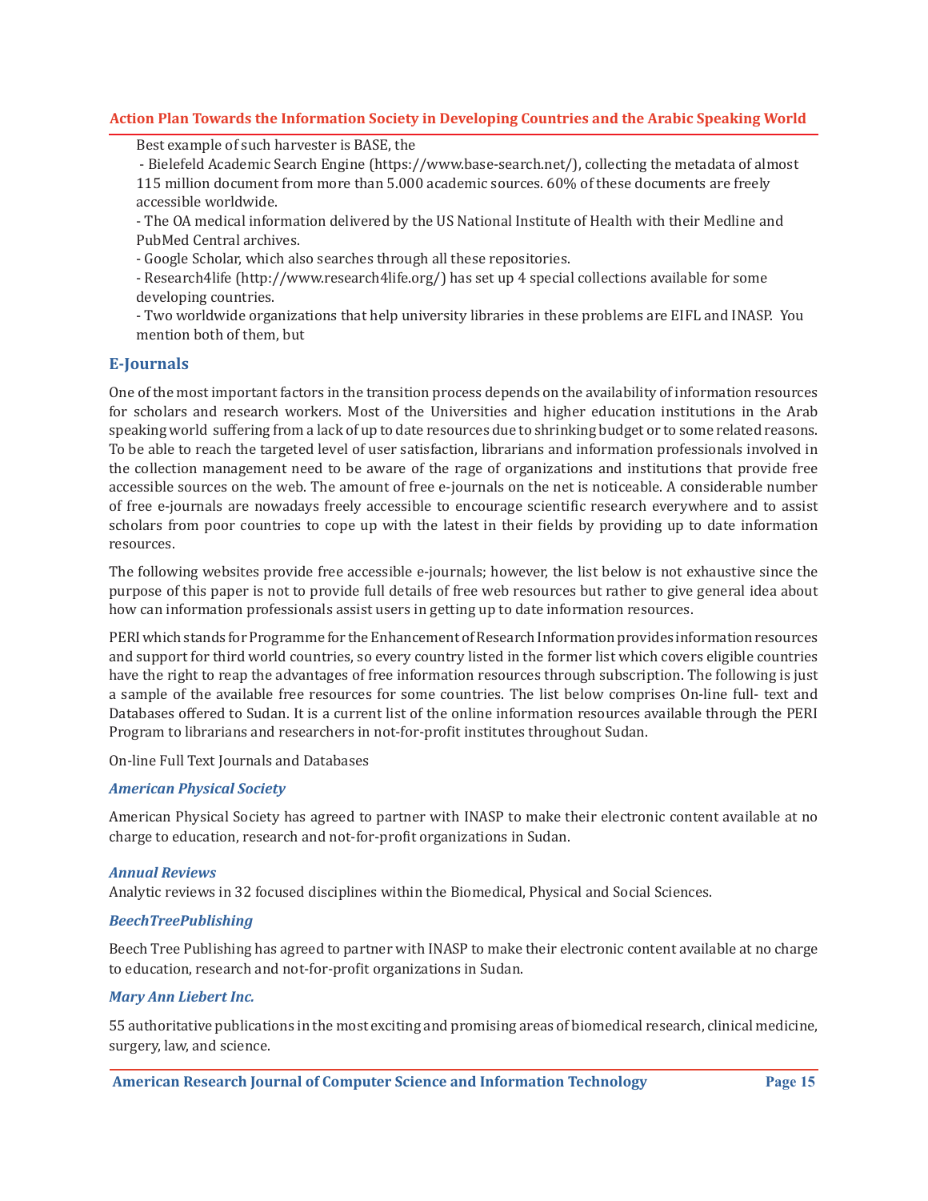Best example of such harvester is BASE, the

- Bielefeld Academic Search Engine (https://www.base-search.net/), collecting the metadata of almost 115 million document from more than 5.000 academic sources. 60% of these documents are freely accessible worldwide.
- The OA medical information delivered by the US National Institute of Health with their Medline and PubMed Central archives.
- Google Scholar, which also searches through all these repositories.
- Research4life (http://www.research4life.org/) has set up 4 special collections available for some developing countries.
- Two worldwide organizations that help university libraries in these problems are EIFL and INASP. You mention both of them, but

## E-Journals

One of the most important factors in the transition process depends on the availability of information resources for scholars and research workers. Most of the Universities and higher education institutions in the Arab speaking world suffering from a lack of up to date resources due to shrinking budget or to some related reasons. To be able to reach the targeted level of user satisfaction, librarians and information professionals involved in the collection management need to be aware of the rage of organizations and institutions that provide free accessible sources on the web. The amount of free e-journals on the net is noticeable. A considerable number of free e-journals are nowadays freely accessible to encourage scientific research everywhere and to assist scholars from poor countries to cope up with the latest in their fields by providing up to date information resources.

The following websites provide free accessible e-journals; however, the list below is not exhaustive since the purpose of this paper is not to provide full details of free web resources but rather to give general idea about how can information professionals assist users in getting up to date information resources.

PERI which stands for Programme for the Enhancement of Research Information provides information resources and support for third world countries, so every country listed in the former list which covers eligible countries have the right to reap the advantages of free information resources through subscription. The following is just a sample of the available free resources for some countries. The list below comprises On-line full- text and Databases offered to Sudan. It is a current list of the online information resources available through the PERI Program to librarians and researchers in not-for-profit institutes throughout Sudan.

On-line Full Text Journals and Databases

### *American Physical Society*

American Physical Society has agreed to partner with INASP to make their electronic content available at no charge to education, research and not-for-profit organizations in Sudan.

### *Annual Reviews*

Analytic reviews in 32 focused disciplines within the Biomedical, Physical and Social Sciences.

### *BeechTreePublishing*

Beech Tree Publishing has agreed to partner with INASP to make their electronic content available at no charge to education, research and not-for-profit organizations in Sudan.

### *Mary Ann Liebert Inc.*

55 authoritative publications in the most exciting and promising areas of biomedical research, clinical medicine, surgery, law, and science.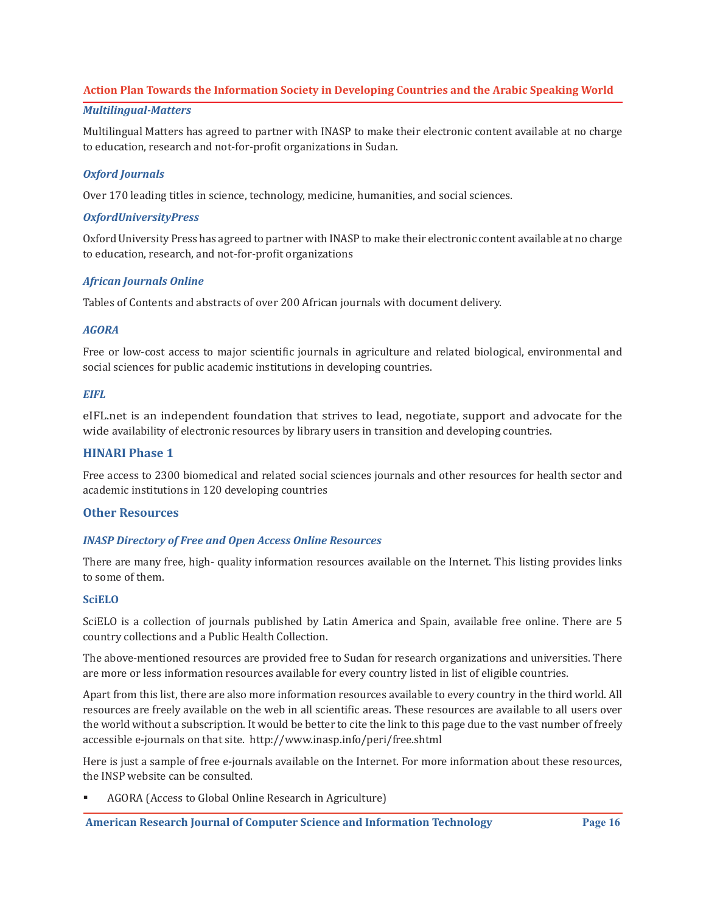***Multilingual-Matters***

Multilingual Matters has agreed to partner with INASP to make their electronic content available at no charge to education, research and not-for-profit organizations in Sudan.

***Oxford Journals***

Over 170 leading titles in science, technology, medicine, humanities, and social sciences.

***OxfordUniversityPress***

Oxford University Press has agreed to partner with INASP to make their electronic content available at no charge to education, research, and not-for-profit organizations

***African Journals Online***

Tables of Contents and abstracts of over 200 African journals with document delivery.

***AGORA***

Free or low-cost access to major scientific journals in agriculture and related biological, environmental and social sciences for public academic institutions in developing countries.

***EIFL***

eIFL.net is an independent foundation that strives to lead, negotiate, support and advocate for the wide availability of electronic resources by library users in transition and developing countries.

### HINARI Phase 1

Free access to 2300 biomedical and related social sciences journals and other resources for health sector and academic institutions in 120 developing countries

### Other Resources

***INASP Directory of Free and Open Access Online Resources***

There are many free, high- quality information resources available on the Internet. This listing provides links to some of them.

**SciELO**

SciELO is a collection of journals published by Latin America and Spain, available free online. There are 5 country collections and a Public Health Collection.

The above-mentioned resources are provided free to Sudan for research organizations and universities. There are more or less information resources available for every country listed in list of eligible countries.

Apart from this list, there are also more information resources available to every country in the third world. All resources are freely available on the web in all scientific areas. These resources are available to all users over the world without a subscription. It would be better to cite the link to this page due to the vast number of freely accessible e-journals on that site. http://www.inasp.info/peri/free.shtml

Here is just a sample of free e-journals available on the Internet. For more information about these resources, the INSP website can be consulted.

- AGORA (Access to Global Online Research in Agriculture)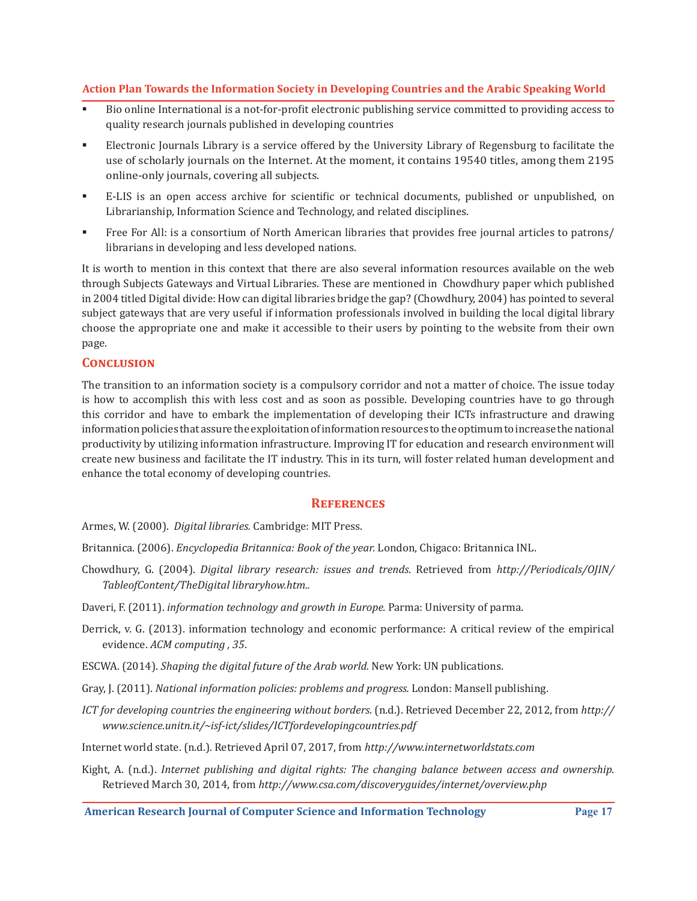- Bio online International is a not-for-profit electronic publishing service committed to providing access to quality research journals published in developing countries
- Electronic Journals Library is a service offered by the University Library of Regensburg to facilitate the use of scholarly journals on the Internet. At the moment, it contains 19540 titles, among them 2195 online-only journals, covering all subjects.
- E-LIS is an open access archive for scientific or technical documents, published or unpublished, on Librarianship, Information Science and Technology, and related disciplines.
- Free For All: is a consortium of North American libraries that provides free journal articles to patrons/ librarians in developing and less developed nations.

It is worth to mention in this context that there are also several information resources available on the web through Subjects Gateways and Virtual Libraries. These are mentioned in Chowdhury paper which published in 2004 titled Digital divide: How can digital libraries bridge the gap? (Chowdhury, 2004) has pointed to several subject gateways that are very useful if information professionals involved in building the local digital library choose the appropriate one and make it accessible to their users by pointing to the website from their own page.

## Conclusion

The transition to an information society is a compulsory corridor and not a matter of choice. The issue today is how to accomplish this with less cost and as soon as possible. Developing countries have to go through this corridor and have to embark the implementation of developing their ICTs infrastructure and drawing information policies that assure the exploitation of information resources to the optimum to increase the national productivity by utilizing information infrastructure. Improving IT for education and research environment will create new business and facilitate the IT industry. This in its turn, will foster related human development and enhance the total economy of developing countries.

## References

Armes, W. (2000). *Digital libraries.* Cambridge: MIT Press.

Britannica. (2006). *Encyclopedia Britannica: Book of the year.* London, Chigaco: Britannica INL.

Chowdhury, G. (2004). *Digital library research: issues and trends*. Retrieved from *http://Periodicals/OJIN/TableofContent/TheDigital libraryhow.htm..*

Daveri, F. (2011). *information technology and growth in Europe.* Parma: University of parma.

Derrick, v. G. (2013). information technology and economic performance: A critical review of the empirical evidence. *ACM computing , 35*.

ESCWA. (2014). *Shaping the digital future of the Arab world.* New York: UN publications.

Gray, J. (2011). *National information policies: problems and progress.* London: Mansell publishing.

*ICT for developing countries the engineering without borders.* (n.d.). Retrieved December 22, 2012, from *http://www.science.unitn.it/~isf-ict/slides/ICTfordevelopingcountries.pdf*

Internet world state. (n.d.). Retrieved April 07, 2017, from *http://www.internetworldstats.com*

Kight, A. (n.d.). *Internet publishing and digital rights: The changing balance between access and ownership.* Retrieved March 30, 2014, from *http://www.csa.com/discoveryguides/internet/overview.php*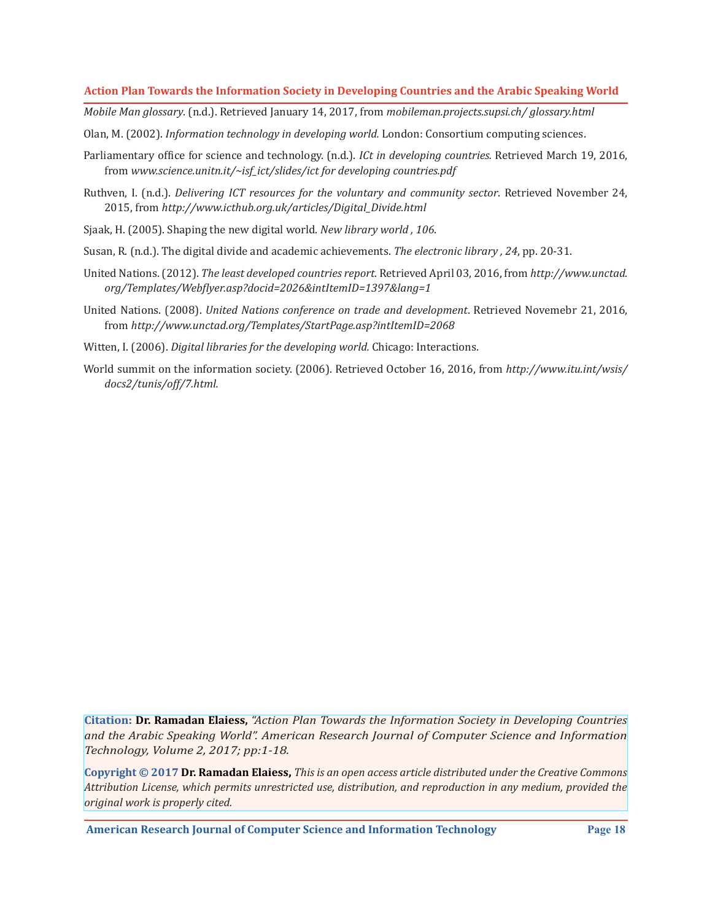*Mobile Man glossary*. (n.d.). Retrieved January 14, 2017, from *mobileman.projects.supsi.ch/ glossary.html*

Olan, M. (2002). *Information technology in developing world.* London: Consortium computing sciences.

Parliamentary office for science and technology. (n.d.). *ICt in developing countries.* Retrieved March 19, 2016, from *www.science.unitn.it/~isf_ict/slides/ict for developing countries.pdf*

Ruthven, I. (n.d.). *Delivering ICT resources for the voluntary and community sector*. Retrieved November 24, 2015, from *http://www.icthub.org.uk/articles/Digital_Divide.html*

Sjaak, H. (2005). Shaping the new digital world. *New library world , 106*.

Susan, R. (n.d.). The digital divide and academic achievements. *The electronic library , 24*, pp. 20-31.

United Nations. (2012). *The least developed countries report*. Retrieved April 03, 2016, from *http://www.unctad.org/Templates/Webflyer.asp?docid=2026&intItemID=1397&lang=1*

United Nations. (2008). *United Nations conference on trade and development*. Retrieved Novemebr 21, 2016, from *http://www.unctad.org/Templates/StartPage.asp?intItemID=2068*

Witten, I. (2006). *Digital libraries for the developing world.* Chicago: Interactions.

World summit on the information society. (2006). Retrieved October 16, 2016, from *http://www.itu.int/wsis/docs2/tunis/off/7.html.*

**Citation: Dr. Ramadan Elaiess,** *"Action Plan Towards the Information Society in Developing Countries and the Arabic Speaking World". American Research Journal of Computer Science and Information Technology, Volume 2, 2017; pp:1-18.*

**Copyright © 2017 Dr. Ramadan Elaiess,** *This is an open access article distributed under the Creative Commons Attribution License, which permits unrestricted use, distribution, and reproduction in any medium, provided the original work is properly cited.*